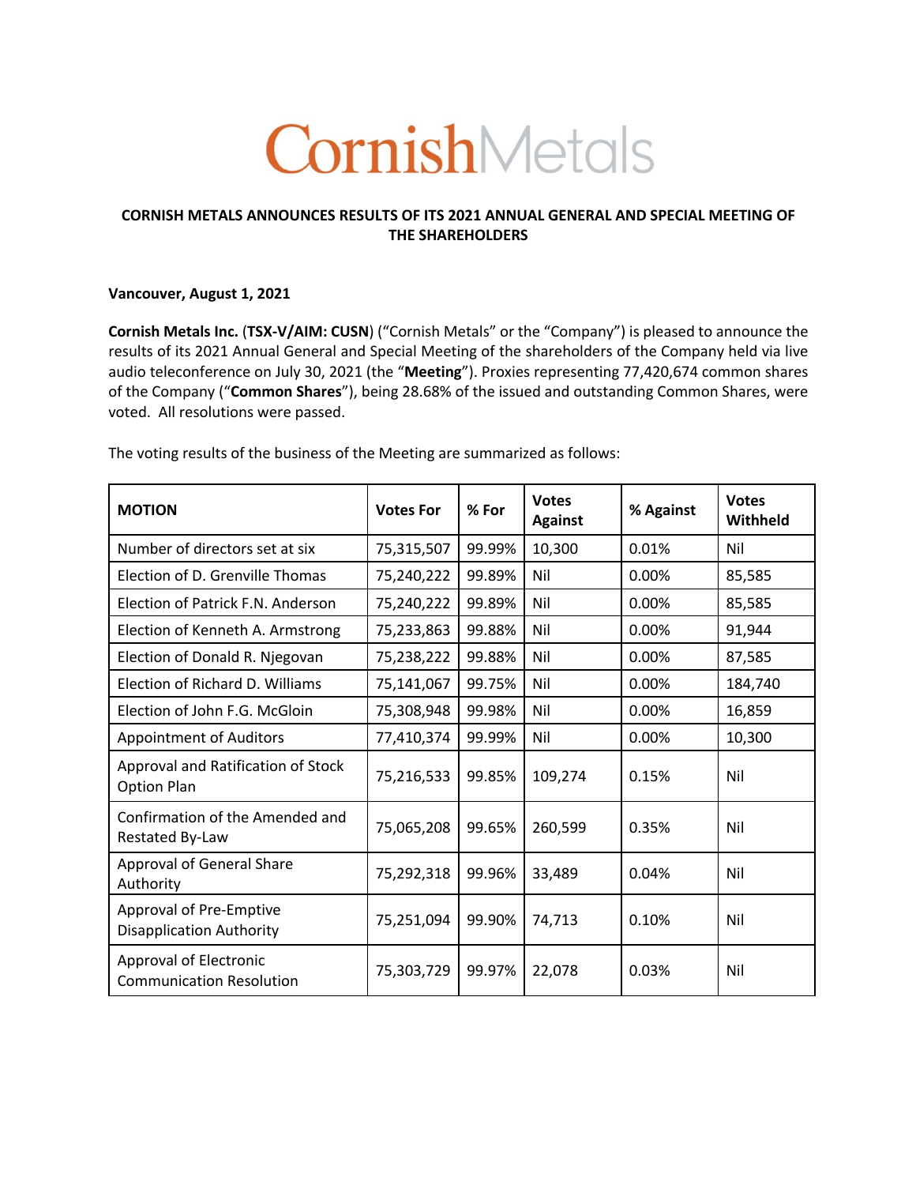# CornishMetals

## CORNISH METALS ANNOUNCES RESULTS OF ITS 2021 ANNUAL GENERAL AND SPECIAL MEETING OF THE SHAREHOLDERS

**Vancouver, August 1, 2021**

**Cornish Metals Inc.** (**TSX-V/AIM: CUSN**) ("Cornish Metals" or the "Company") is pleased to announce the results of its 2021 Annual General and Special Meeting of the shareholders of the Company held via live audio teleconference on July 30, 2021 (the "**Meeting**"). Proxies representing 77,420,674 common shares of the Company ("**Common Shares**"), being 28.68% of the issued and outstanding Common Shares, were voted. All resolutions were passed.

The voting results of the business of the Meeting are summarized as follows:

| MOTION | Votes For | % For | Votes Against | % Against | Votes Withheld |
|---|---|---|---|---|---|
| Number of directors set at six | 75,315,507 | 99.99% | 10,300 | 0.01% | Nil |
| Election of D. Grenville Thomas | 75,240,222 | 99.89% | Nil | 0.00% | 85,585 |
| Election of Patrick F.N. Anderson | 75,240,222 | 99.89% | Nil | 0.00% | 85,585 |
| Election of Kenneth A. Armstrong | 75,233,863 | 99.88% | Nil | 0.00% | 91,944 |
| Election of Donald R. Njegovan | 75,238,222 | 99.88% | Nil | 0.00% | 87,585 |
| Election of Richard D. Williams | 75,141,067 | 99.75% | Nil | 0.00% | 184,740 |
| Election of John F.G. McGloin | 75,308,948 | 99.98% | Nil | 0.00% | 16,859 |
| Appointment of Auditors | 77,410,374 | 99.99% | Nil | 0.00% | 10,300 |
| Approval and Ratification of Stock Option Plan | 75,216,533 | 99.85% | 109,274 | 0.15% | Nil |
| Confirmation of the Amended and Restated By-Law | 75,065,208 | 99.65% | 260,599 | 0.35% | Nil |
| Approval of General Share Authority | 75,292,318 | 99.96% | 33,489 | 0.04% | Nil |
| Approval of Pre-Emptive Disapplication Authority | 75,251,094 | 99.90% | 74,713 | 0.10% | Nil |
| Approval of Electronic Communication Resolution | 75,303,729 | 99.97% | 22,078 | 0.03% | Nil |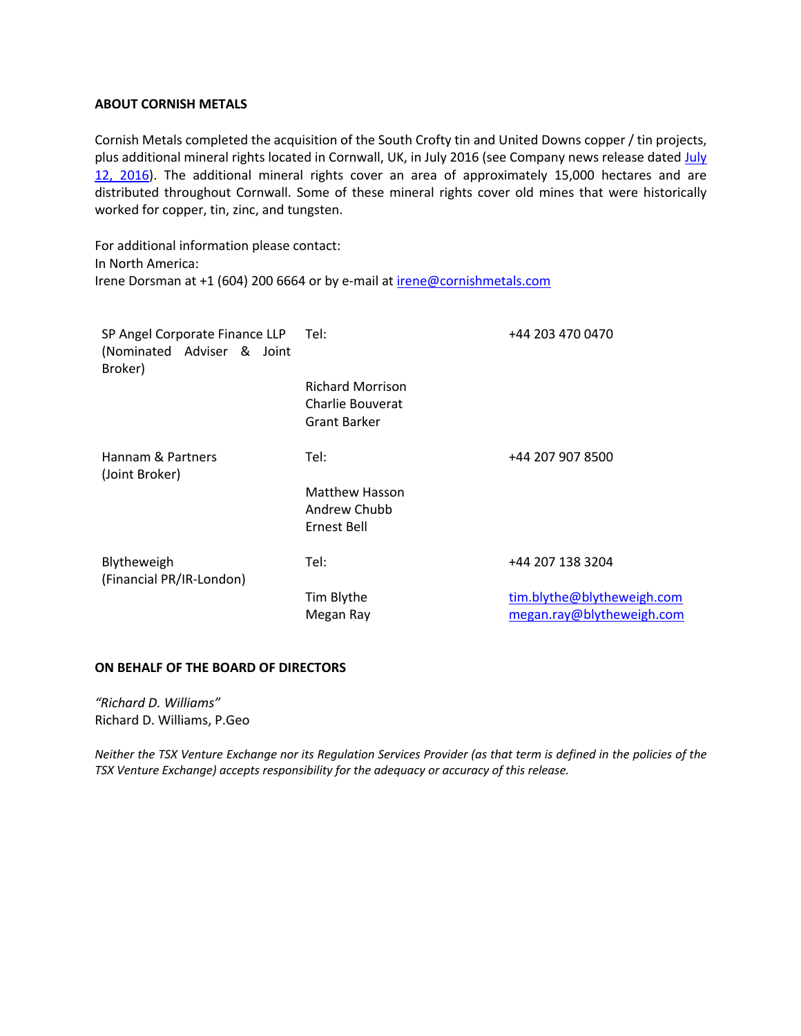**ABOUT CORNISH METALS**

Cornish Metals completed the acquisition of the South Crofty tin and United Downs copper / tin projects, plus additional mineral rights located in Cornwall, UK, in July 2016 (see Company news release dated July 12, 2016). The additional mineral rights cover an area of approximately 15,000 hectares and are distributed throughout Cornwall. Some of these mineral rights cover old mines that were historically worked for copper, tin, zinc, and tungsten.

For additional information please contact:
In North America:
Irene Dorsman at +1 (604) 200 6664 or by e-mail at irene@cornishmetals.com

| | | |
|---|---|---|
| SP Angel Corporate Finance LLP (Nominated Adviser & Joint Broker) | Tel: | +44 203 470 0470 |
| | Richard Morrison<br>Charlie Bouverat<br>Grant Barker | |
| Hannam & Partners (Joint Broker) | Tel: | +44 207 907 8500 |
| | Matthew Hasson<br>Andrew Chubb<br>Ernest Bell | |
| Blytheweigh (Financial PR/IR-London) | Tel: | +44 207 138 3204 |
| | Tim Blythe<br>Megan Ray | tim.blythe@blytheweigh.com<br>megan.ray@blytheweigh.com |

**ON BEHALF OF THE BOARD OF DIRECTORS**

*"Richard D. Williams"*
Richard D. Williams, P.Geo

*Neither the TSX Venture Exchange nor its Regulation Services Provider (as that term is defined in the policies of the TSX Venture Exchange) accepts responsibility for the adequacy or accuracy of this release.*